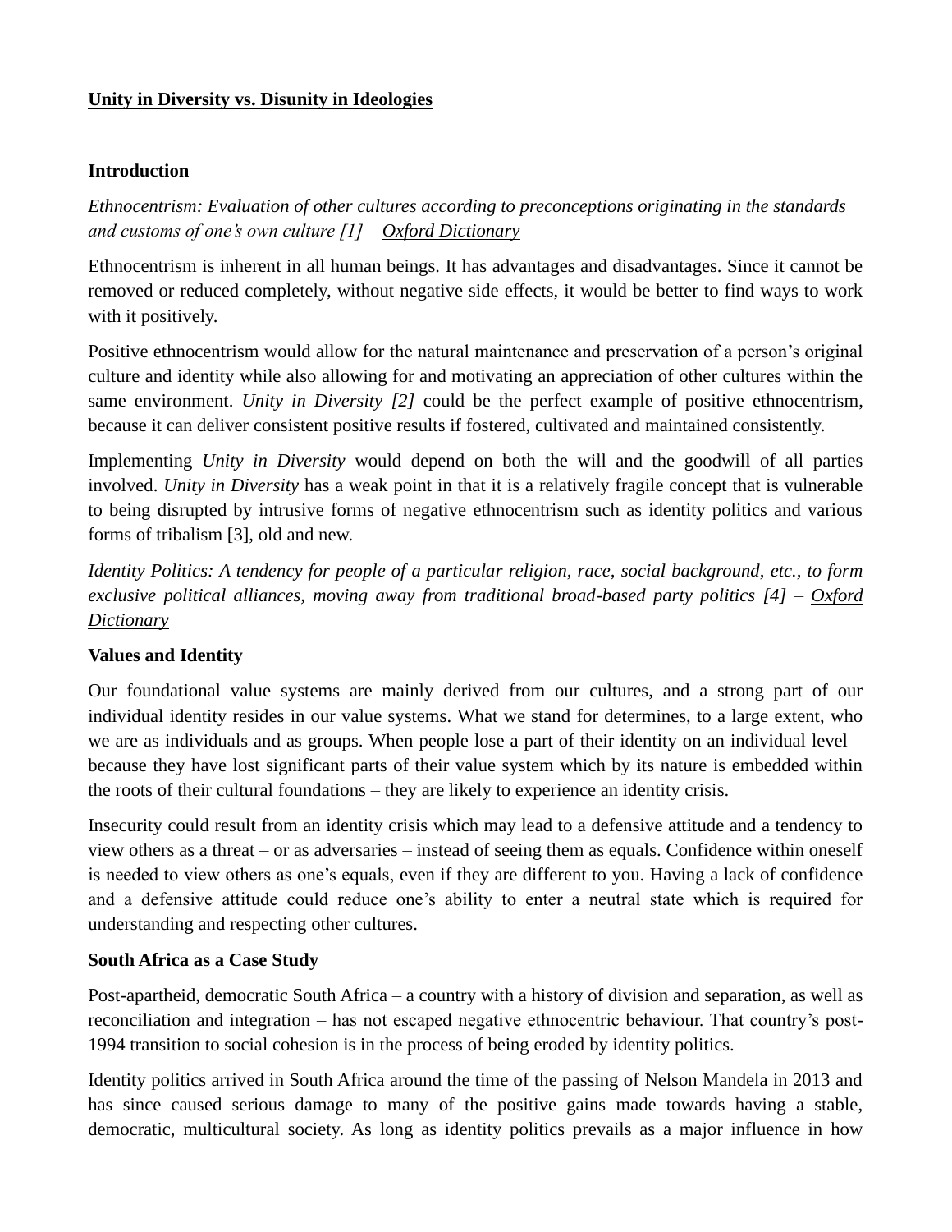# Unity in Diversity vs. Disunity in Ideologies

## Introduction

*Ethnocentrism: Evaluation of other cultures according to preconceptions originating in the standards and customs of one's own culture [1] – Oxford Dictionary*

Ethnocentrism is inherent in all human beings. It has advantages and disadvantages. Since it cannot be removed or reduced completely, without negative side effects, it would be better to find ways to work with it positively.

Positive ethnocentrism would allow for the natural maintenance and preservation of a person's original culture and identity while also allowing for and motivating an appreciation of other cultures within the same environment. *Unity in Diversity [2]* could be the perfect example of positive ethnocentrism, because it can deliver consistent positive results if fostered, cultivated and maintained consistently.

Implementing *Unity in Diversity* would depend on both the will and the goodwill of all parties involved. *Unity in Diversity* has a weak point in that it is a relatively fragile concept that is vulnerable to being disrupted by intrusive forms of negative ethnocentrism such as identity politics and various forms of tribalism [3], old and new.

*Identity Politics: A tendency for people of a particular religion, race, social background, etc., to form exclusive political alliances, moving away from traditional broad-based party politics [4] – Oxford Dictionary*

## Values and Identity

Our foundational value systems are mainly derived from our cultures, and a strong part of our individual identity resides in our value systems. What we stand for determines, to a large extent, who we are as individuals and as groups. When people lose a part of their identity on an individual level – because they have lost significant parts of their value system which by its nature is embedded within the roots of their cultural foundations – they are likely to experience an identity crisis.

Insecurity could result from an identity crisis which may lead to a defensive attitude and a tendency to view others as a threat – or as adversaries – instead of seeing them as equals. Confidence within oneself is needed to view others as one's equals, even if they are different to you. Having a lack of confidence and a defensive attitude could reduce one's ability to enter a neutral state which is required for understanding and respecting other cultures.

## South Africa as a Case Study

Post-apartheid, democratic South Africa – a country with a history of division and separation, as well as reconciliation and integration – has not escaped negative ethnocentric behaviour. That country's post-1994 transition to social cohesion is in the process of being eroded by identity politics.

Identity politics arrived in South Africa around the time of the passing of Nelson Mandela in 2013 and has since caused serious damage to many of the positive gains made towards having a stable, democratic, multicultural society. As long as identity politics prevails as a major influence in how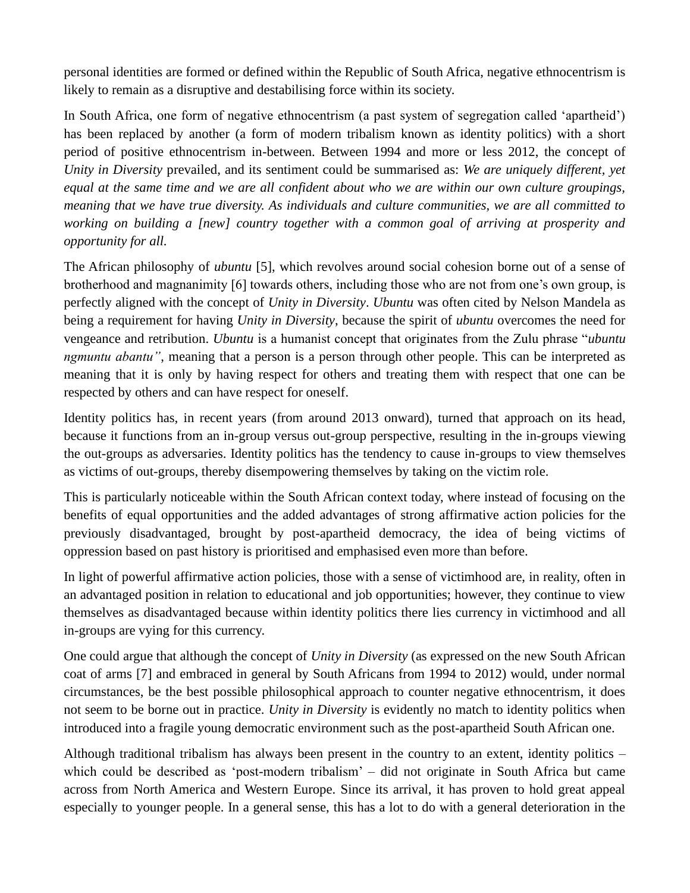personal identities are formed or defined within the Republic of South Africa, negative ethnocentrism is likely to remain as a disruptive and destabilising force within its society.

In South Africa, one form of negative ethnocentrism (a past system of segregation called 'apartheid') has been replaced by another (a form of modern tribalism known as identity politics) with a short period of positive ethnocentrism in-between. Between 1994 and more or less 2012, the concept of *Unity in Diversity* prevailed, and its sentiment could be summarised as: *We are uniquely different, yet equal at the same time and we are all confident about who we are within our own culture groupings, meaning that we have true diversity. As individuals and culture communities, we are all committed to working on building a [new] country together with a common goal of arriving at prosperity and opportunity for all.*

The African philosophy of *ubuntu* [5], which revolves around social cohesion borne out of a sense of brotherhood and magnanimity [6] towards others, including those who are not from one's own group, is perfectly aligned with the concept of *Unity in Diversity*. *Ubuntu* was often cited by Nelson Mandela as being a requirement for having *Unity in Diversity*, because the spirit of *ubuntu* overcomes the need for vengeance and retribution. *Ubuntu* is a humanist concept that originates from the Zulu phrase "*ubuntu ngmuntu abantu"*, meaning that a person is a person through other people. This can be interpreted as meaning that it is only by having respect for others and treating them with respect that one can be respected by others and can have respect for oneself.

Identity politics has, in recent years (from around 2013 onward), turned that approach on its head, because it functions from an in-group versus out-group perspective, resulting in the in-groups viewing the out-groups as adversaries. Identity politics has the tendency to cause in-groups to view themselves as victims of out-groups, thereby disempowering themselves by taking on the victim role.

This is particularly noticeable within the South African context today, where instead of focusing on the benefits of equal opportunities and the added advantages of strong affirmative action policies for the previously disadvantaged, brought by post-apartheid democracy, the idea of being victims of oppression based on past history is prioritised and emphasised even more than before.

In light of powerful affirmative action policies, those with a sense of victimhood are, in reality, often in an advantaged position in relation to educational and job opportunities; however, they continue to view themselves as disadvantaged because within identity politics there lies currency in victimhood and all in-groups are vying for this currency.

One could argue that although the concept of *Unity in Diversity* (as expressed on the new South African coat of arms [7] and embraced in general by South Africans from 1994 to 2012) would, under normal circumstances, be the best possible philosophical approach to counter negative ethnocentrism, it does not seem to be borne out in practice. *Unity in Diversity* is evidently no match to identity politics when introduced into a fragile young democratic environment such as the post-apartheid South African one.

Although traditional tribalism has always been present in the country to an extent, identity politics – which could be described as 'post-modern tribalism' – did not originate in South Africa but came across from North America and Western Europe. Since its arrival, it has proven to hold great appeal especially to younger people. In a general sense, this has a lot to do with a general deterioration in the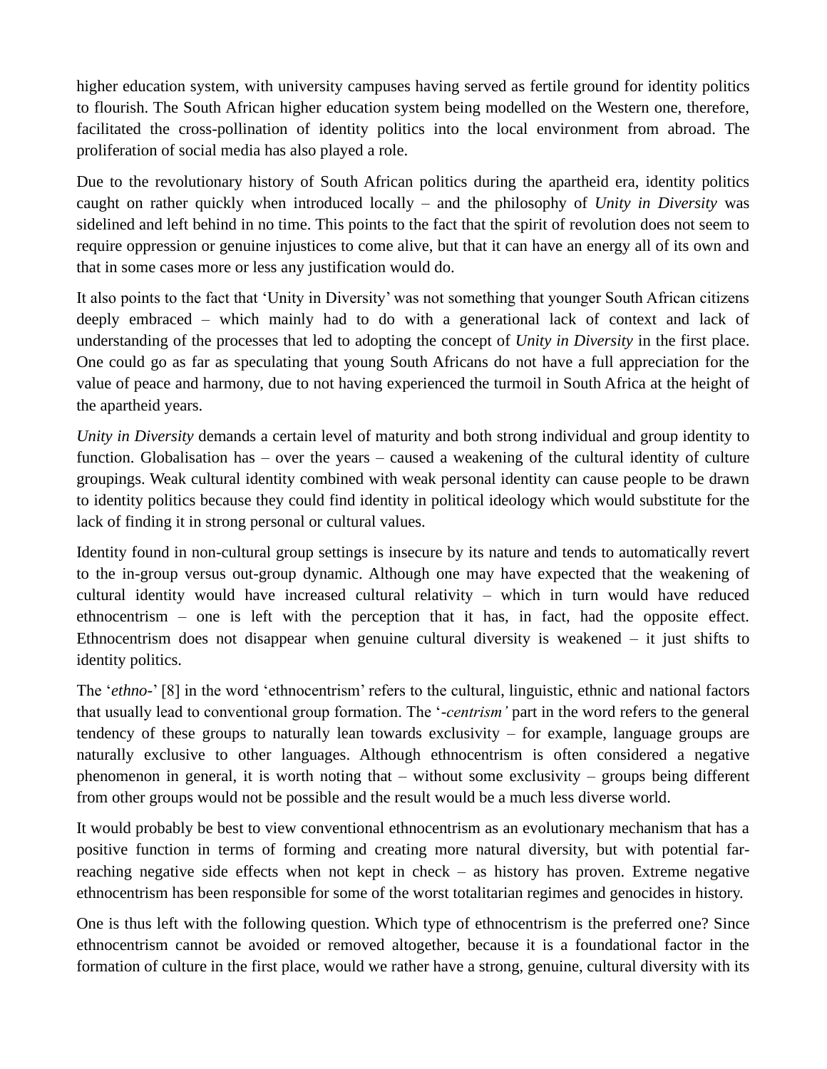higher education system, with university campuses having served as fertile ground for identity politics to flourish. The South African higher education system being modelled on the Western one, therefore, facilitated the cross-pollination of identity politics into the local environment from abroad. The proliferation of social media has also played a role.

Due to the revolutionary history of South African politics during the apartheid era, identity politics caught on rather quickly when introduced locally – and the philosophy of *Unity in Diversity* was sidelined and left behind in no time. This points to the fact that the spirit of revolution does not seem to require oppression or genuine injustices to come alive, but that it can have an energy all of its own and that in some cases more or less any justification would do.

It also points to the fact that 'Unity in Diversity' was not something that younger South African citizens deeply embraced – which mainly had to do with a generational lack of context and lack of understanding of the processes that led to adopting the concept of *Unity in Diversity* in the first place. One could go as far as speculating that young South Africans do not have a full appreciation for the value of peace and harmony, due to not having experienced the turmoil in South Africa at the height of the apartheid years.

*Unity in Diversity* demands a certain level of maturity and both strong individual and group identity to function. Globalisation has – over the years – caused a weakening of the cultural identity of culture groupings. Weak cultural identity combined with weak personal identity can cause people to be drawn to identity politics because they could find identity in political ideology which would substitute for the lack of finding it in strong personal or cultural values.

Identity found in non-cultural group settings is insecure by its nature and tends to automatically revert to the in-group versus out-group dynamic. Although one may have expected that the weakening of cultural identity would have increased cultural relativity – which in turn would have reduced ethnocentrism – one is left with the perception that it has, in fact, had the opposite effect. Ethnocentrism does not disappear when genuine cultural diversity is weakened – it just shifts to identity politics.

The '*ethno-*' [8] in the word 'ethnocentrism' refers to the cultural, linguistic, ethnic and national factors that usually lead to conventional group formation. The '*-centrism'* part in the word refers to the general tendency of these groups to naturally lean towards exclusivity – for example, language groups are naturally exclusive to other languages. Although ethnocentrism is often considered a negative phenomenon in general, it is worth noting that – without some exclusivity – groups being different from other groups would not be possible and the result would be a much less diverse world.

It would probably be best to view conventional ethnocentrism as an evolutionary mechanism that has a positive function in terms of forming and creating more natural diversity, but with potential far-reaching negative side effects when not kept in check – as history has proven. Extreme negative ethnocentrism has been responsible for some of the worst totalitarian regimes and genocides in history.

One is thus left with the following question. Which type of ethnocentrism is the preferred one? Since ethnocentrism cannot be avoided or removed altogether, because it is a foundational factor in the formation of culture in the first place, would we rather have a strong, genuine, cultural diversity with its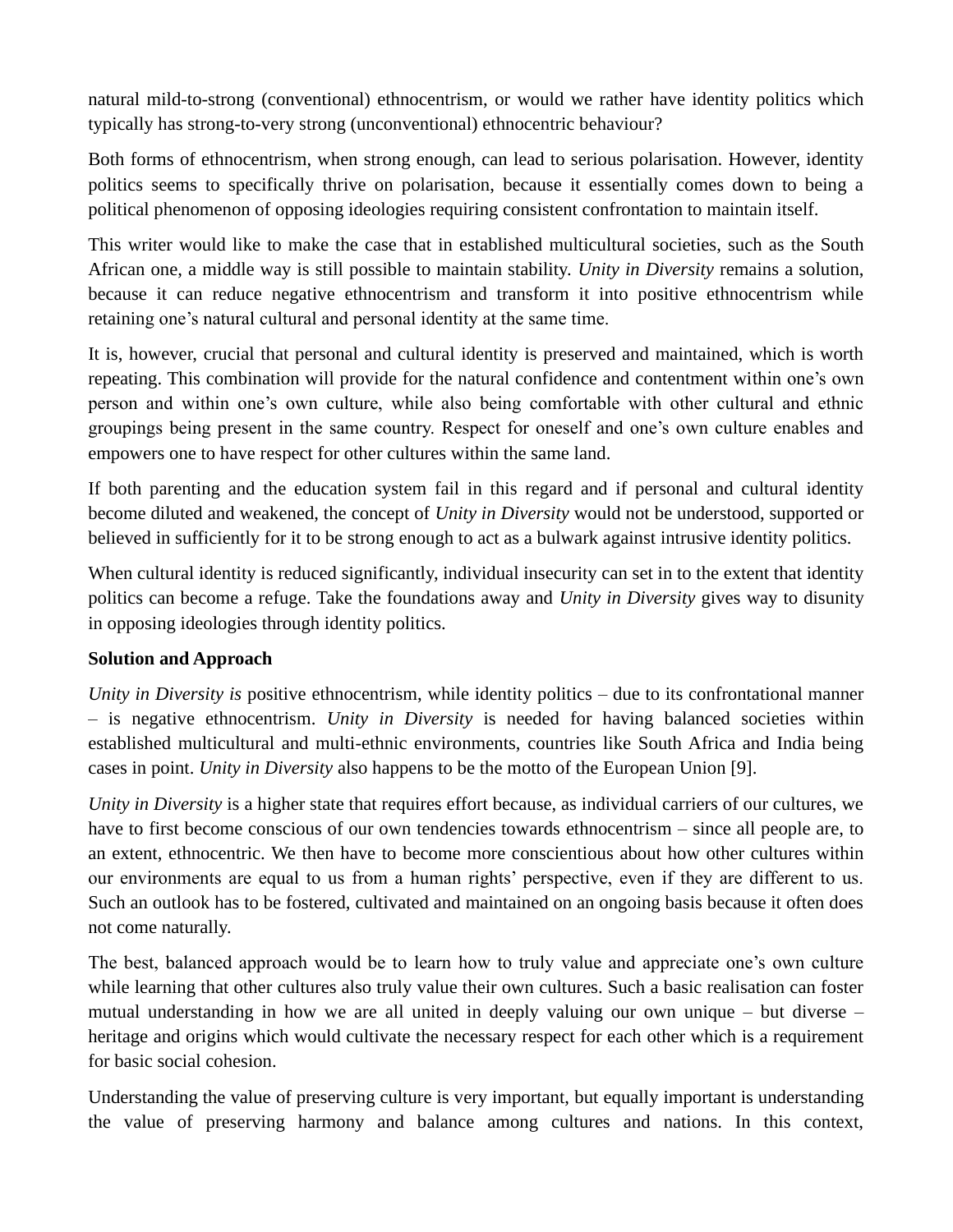natural mild-to-strong (conventional) ethnocentrism, or would we rather have identity politics which typically has strong-to-very strong (unconventional) ethnocentric behaviour?

Both forms of ethnocentrism, when strong enough, can lead to serious polarisation. However, identity politics seems to specifically thrive on polarisation, because it essentially comes down to being a political phenomenon of opposing ideologies requiring consistent confrontation to maintain itself.

This writer would like to make the case that in established multicultural societies, such as the South African one, a middle way is still possible to maintain stability. *Unity in Diversity* remains a solution, because it can reduce negative ethnocentrism and transform it into positive ethnocentrism while retaining one's natural cultural and personal identity at the same time.

It is, however, crucial that personal and cultural identity is preserved and maintained, which is worth repeating. This combination will provide for the natural confidence and contentment within one's own person and within one's own culture, while also being comfortable with other cultural and ethnic groupings being present in the same country. Respect for oneself and one's own culture enables and empowers one to have respect for other cultures within the same land.

If both parenting and the education system fail in this regard and if personal and cultural identity become diluted and weakened, the concept of *Unity in Diversity* would not be understood, supported or believed in sufficiently for it to be strong enough to act as a bulwark against intrusive identity politics.

When cultural identity is reduced significantly, individual insecurity can set in to the extent that identity politics can become a refuge. Take the foundations away and *Unity in Diversity* gives way to disunity in opposing ideologies through identity politics.

**Solution and Approach**

*Unity in Diversity is* positive ethnocentrism, while identity politics – due to its confrontational manner – is negative ethnocentrism. *Unity in Diversity* is needed for having balanced societies within established multicultural and multi-ethnic environments, countries like South Africa and India being cases in point. *Unity in Diversity* also happens to be the motto of the European Union [9].

*Unity in Diversity* is a higher state that requires effort because, as individual carriers of our cultures, we have to first become conscious of our own tendencies towards ethnocentrism – since all people are, to an extent, ethnocentric. We then have to become more conscientious about how other cultures within our environments are equal to us from a human rights' perspective, even if they are different to us. Such an outlook has to be fostered, cultivated and maintained on an ongoing basis because it often does not come naturally.

The best, balanced approach would be to learn how to truly value and appreciate one's own culture while learning that other cultures also truly value their own cultures. Such a basic realisation can foster mutual understanding in how we are all united in deeply valuing our own unique – but diverse – heritage and origins which would cultivate the necessary respect for each other which is a requirement for basic social cohesion.

Understanding the value of preserving culture is very important, but equally important is understanding the value of preserving harmony and balance among cultures and nations. In this context,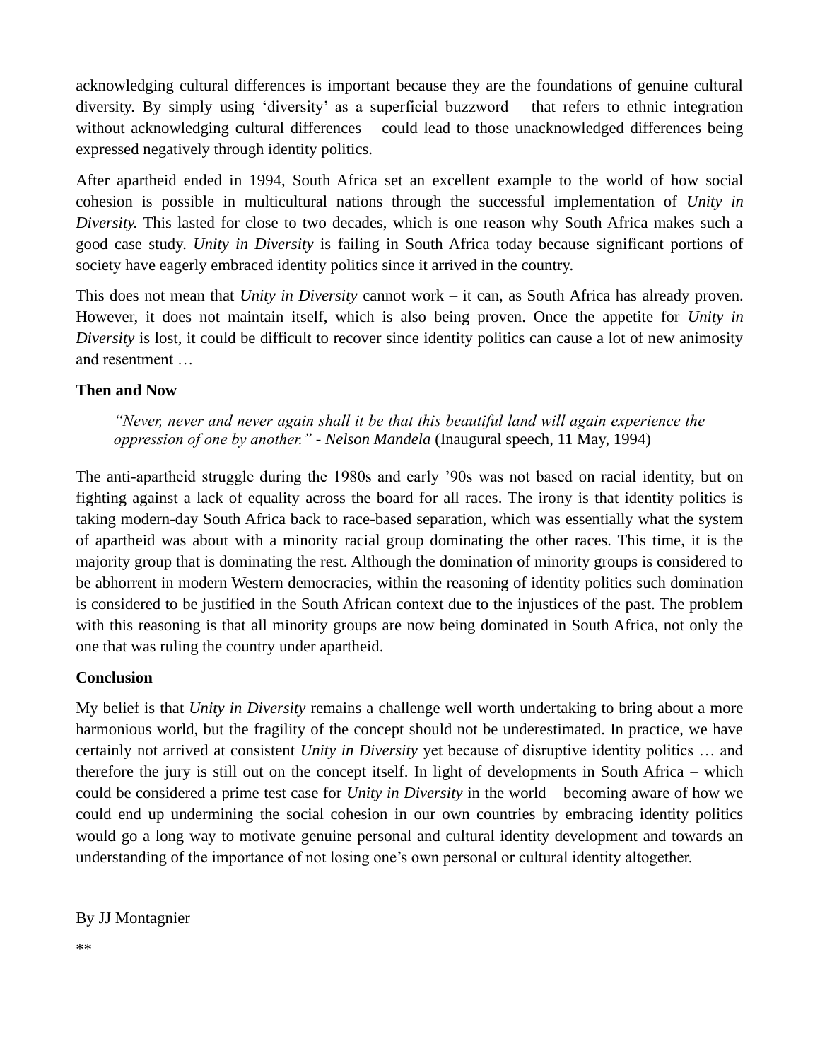acknowledging cultural differences is important because they are the foundations of genuine cultural diversity. By simply using 'diversity' as a superficial buzzword – that refers to ethnic integration without acknowledging cultural differences – could lead to those unacknowledged differences being expressed negatively through identity politics.

After apartheid ended in 1994, South Africa set an excellent example to the world of how social cohesion is possible in multicultural nations through the successful implementation of *Unity in Diversity.* This lasted for close to two decades, which is one reason why South Africa makes such a good case study. *Unity in Diversity* is failing in South Africa today because significant portions of society have eagerly embraced identity politics since it arrived in the country.

This does not mean that *Unity in Diversity* cannot work – it can, as South Africa has already proven. However, it does not maintain itself, which is also being proven. Once the appetite for *Unity in Diversity* is lost, it could be difficult to recover since identity politics can cause a lot of new animosity and resentment …

**Then and Now**

> *"Never, never and never again shall it be that this beautiful land will again experience the oppression of one by another." - Nelson Mandela* (Inaugural speech, 11 May, 1994)

The anti-apartheid struggle during the 1980s and early '90s was not based on racial identity, but on fighting against a lack of equality across the board for all races. The irony is that identity politics is taking modern-day South Africa back to race-based separation, which was essentially what the system of apartheid was about with a minority racial group dominating the other races. This time, it is the majority group that is dominating the rest. Although the domination of minority groups is considered to be abhorrent in modern Western democracies, within the reasoning of identity politics such domination is considered to be justified in the South African context due to the injustices of the past. The problem with this reasoning is that all minority groups are now being dominated in South Africa, not only the one that was ruling the country under apartheid.

**Conclusion**

My belief is that *Unity in Diversity* remains a challenge well worth undertaking to bring about a more harmonious world, but the fragility of the concept should not be underestimated. In practice, we have certainly not arrived at consistent *Unity in Diversity* yet because of disruptive identity politics … and therefore the jury is still out on the concept itself. In light of developments in South Africa – which could be considered a prime test case for *Unity in Diversity* in the world – becoming aware of how we could end up undermining the social cohesion in our own countries by embracing identity politics would go a long way to motivate genuine personal and cultural identity development and towards an understanding of the importance of not losing one's own personal or cultural identity altogether.

By JJ Montagnier

**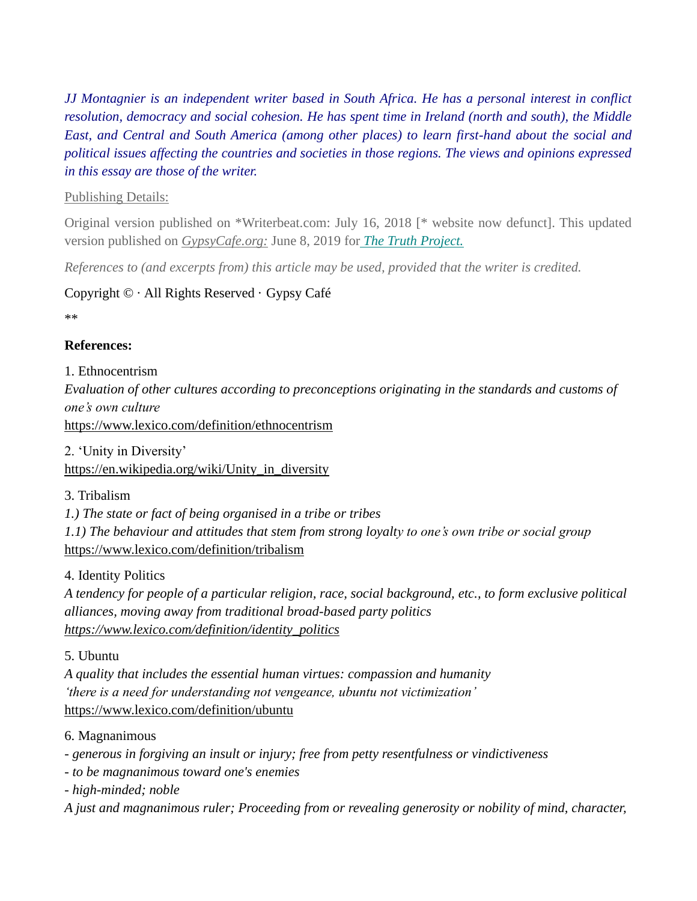*JJ Montagnier is an independent writer based in South Africa. He has a personal interest in conflict resolution, democracy and social cohesion. He has spent time in Ireland (north and south), the Middle East, and Central and South America (among other places) to learn first-hand about the social and political issues affecting the countries and societies in those regions. The views and opinions expressed in this essay are those of the writer.*

Publishing Details:

Original version published on *Writerbeat.com: July 16, 2018 [* website now defunct]. This updated version published on *GypsyCafe.org:* June 8, 2019 for *The Truth Project.*

*References to (and excerpts from) this article may be used, provided that the writer is credited.*

Copyright © · All Rights Reserved · Gypsy Café

**

**References:**

1. Ethnocentrism
*Evaluation of other cultures according to preconceptions originating in the standards and customs of one's own culture*
https://www.lexico.com/definition/ethnocentrism

2. 'Unity in Diversity'
https://en.wikipedia.org/wiki/Unity_in_diversity

3. Tribalism
*1.) The state or fact of being organised in a tribe or tribes*
*1.1) The behaviour and attitudes that stem from strong loyalty to one's own tribe or social group*
https://www.lexico.com/definition/tribalism

4. Identity Politics
*A tendency for people of a particular religion, race, social background, etc., to form exclusive political alliances, moving away from traditional broad-based party politics*
*https://www.lexico.com/definition/identity_politics*

5. Ubuntu
*A quality that includes the essential human virtues: compassion and humanity*
*'there is a need for understanding not vengeance, ubuntu not victimization'*
https://www.lexico.com/definition/ubuntu

6. Magnanimous
*- generous in forgiving an insult or injury; free from petty resentfulness or vindictiveness*
*- to be magnanimous toward one's enemies*
*- high-minded; noble*
*A just and magnanimous ruler; Proceeding from or revealing generosity or nobility of mind, character,*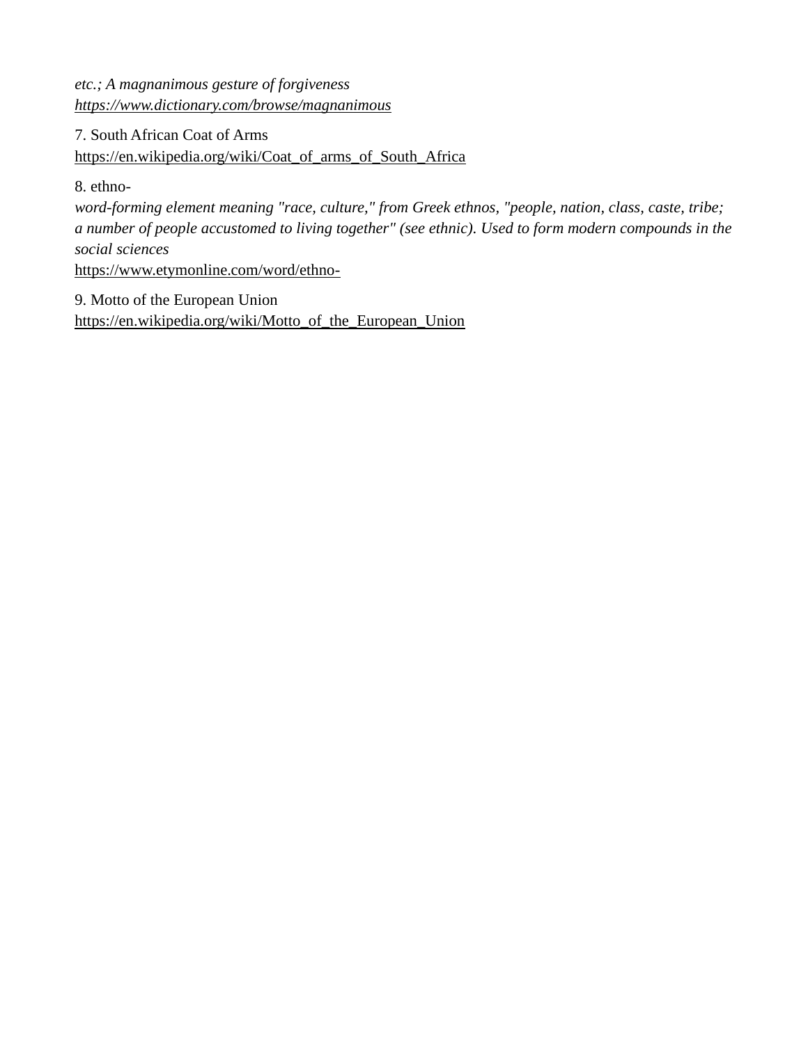*etc.; A magnanimous gesture of forgiveness*
*https://www.dictionary.com/browse/magnanimous*

7. South African Coat of Arms
https://en.wikipedia.org/wiki/Coat_of_arms_of_South_Africa

8. ethno-
*word-forming element meaning "race, culture," from Greek ethnos, "people, nation, class, caste, tribe; a number of people accustomed to living together" (see ethnic). Used to form modern compounds in the social sciences*
https://www.etymonline.com/word/ethno-

9. Motto of the European Union
https://en.wikipedia.org/wiki/Motto_of_the_European_Union